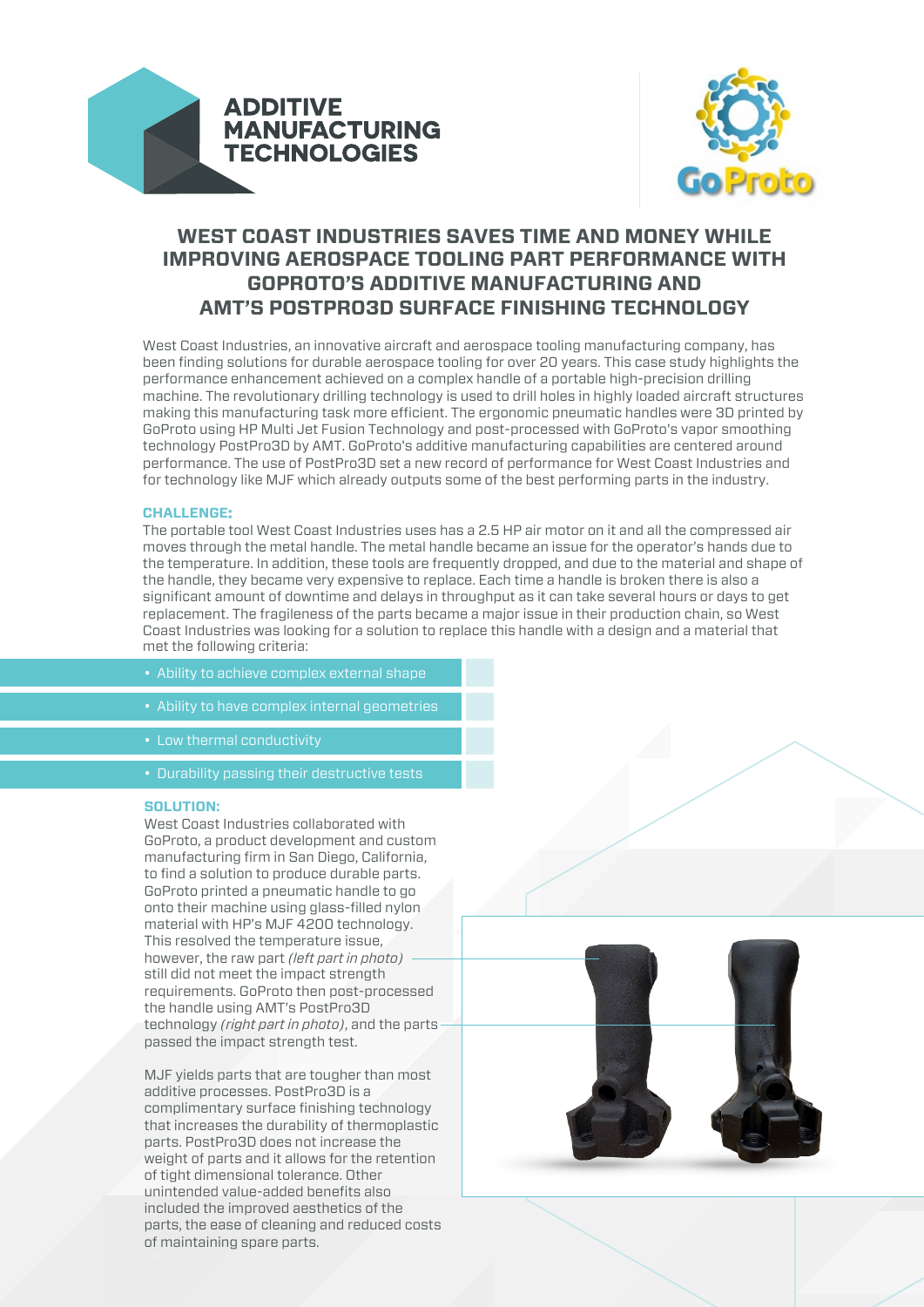# WEST COAST INDUSTRIES SAVES TIME AND MONEY WHILE IMPROVING AEROSPACE TOOLING PART PERFORMANCE WITH GOPROTO'S ADDITIVE MANUFACTURING AND AMT'S POSTPRO3D SURFACE FINISHING TECHNOLOGY

West Coast Industries, an innovative aircraft and aerospace tooling manufacturing company, has been finding solutions for durable aerospace tooling for over 20 years. This case study highlights the performance enhancement achieved on a complex handle of a portable high-precision drilling machine. The revolutionary drilling technology is used to drill holes in highly loaded aircraft structures making this manufacturing task more efficient. The ergonomic pneumatic handles were 3D printed by GoProto using HP Multi Jet Fusion Technology and post-processed with GoProto's vapor smoothing technology PostPro3D by AMT. GoProto's additive manufacturing capabilities are centered around performance. The use of PostPro3D set a new record of performance for West Coast Industries and for technology like MJF which already outputs some of the best performing parts in the industry.

## CHALLENGE:

The portable tool West Coast Industries uses has a 2.5 HP air motor on it and all the compressed air moves through the metal handle. The metal handle became an issue for the operator's hands due to the temperature. In addition, these tools are frequently dropped, and due to the material and shape of the handle, they became very expensive to replace. Each time a handle is broken there is also a significant amount of downtime and delays in throughput as it can take several hours or days to get replacement. The fragileness of the parts became a major issue in their production chain, so West Coast Industries was looking for a solution to replace this handle with a design and a material that met the following criteria:

- Ability to achieve complex external shape
- Ability to have complex internal geometries
- Low thermal conductivity
- Durability passing their destructive tests

## SOLUTION:

West Coast Industries collaborated with GoProto, a product development and custom manufacturing firm in San Diego, California, to find a solution to produce durable parts. GoProto printed a pneumatic handle to go onto their machine using glass-filled nylon material with HP's MJF 4200 technology. This resolved the temperature issue, however, the raw part *(left part in photo)* still did not meet the impact strength requirements. GoProto then post-processed the handle using AMT's PostPro3D technology *(right part in photo)*, and the parts passed the impact strength test.

MJF yields parts that are tougher than most additive processes. PostPro3D is a complimentary surface finishing technology that increases the durability of thermoplastic parts. PostPro3D does not increase the weight of parts and it allows for the retention of tight dimensional tolerance. Other unintended value-added benefits also included the improved aesthetics of the parts, the ease of cleaning and reduced costs of maintaining spare parts.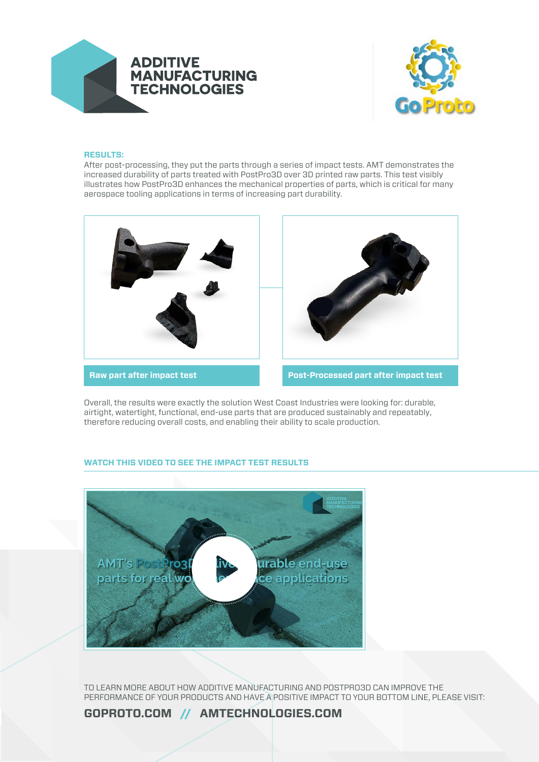## RESULTS:

After post-processing, they put the parts through a series of impact tests. AMT demonstrates the increased durability of parts treated with PostPro3D over 3D printed raw parts. This test visibly illustrates how PostPro3D enhances the mechanical properties of parts, which is critical for many aerospace tooling applications in terms of increasing part durability.

Raw part after impact test

Post-Processed part after impact test

Overall, the results were exactly the solution West Coast Industries were looking for: durable, airtight, watertight, functional, end-use parts that are produced sustainably and repeatably, therefore reducing overall costs, and enabling their ability to scale production.

## WATCH THIS VIDEO TO SEE THE IMPACT TEST RESULTS

TO LEARN MORE ABOUT HOW ADDITIVE MANUFACTURING AND POSTPRO3D CAN IMPROVE THE PERFORMANCE OF YOUR PRODUCTS AND HAVE A POSITIVE IMPACT TO YOUR BOTTOM LINE, PLEASE VISIT:

**GOPROTO.COM // AMTECHNOLOGIES.COM**